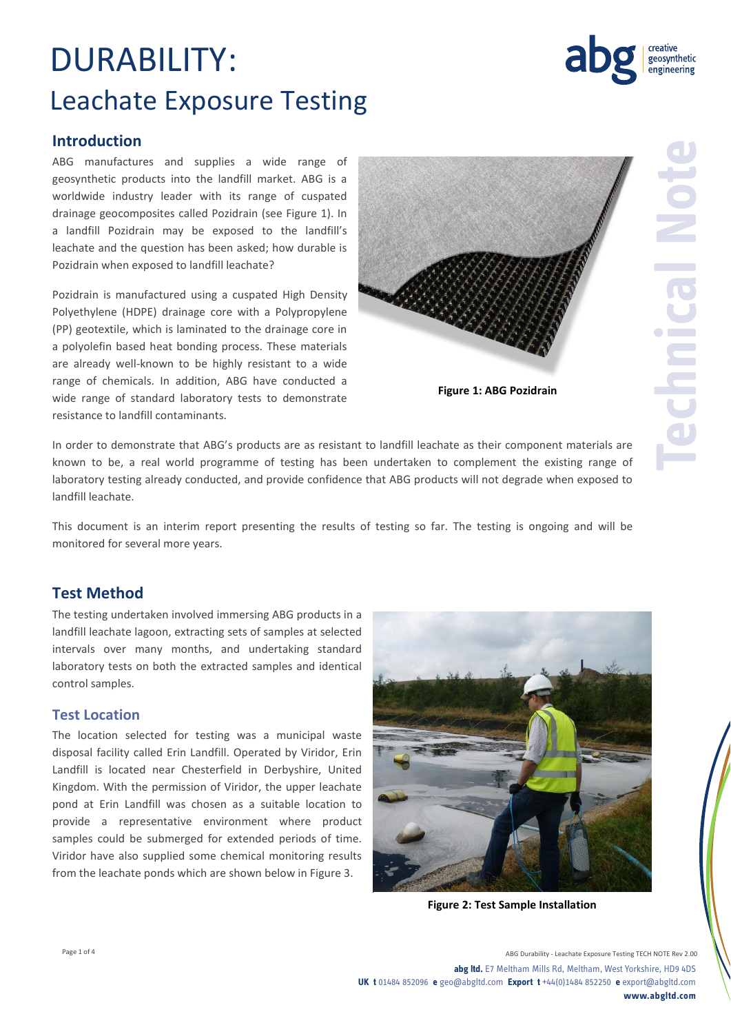# DURABILITY:

## Leachate Exposure Testing

### Introduction

ABG manufactures and supplies a wide range of geosynthetic products into the landfill market. ABG is a worldwide industry leader with its range of cuspated drainage geocomposites called Pozidrain (see Figure 1). In a landfill Pozidrain may be exposed to the landfill's leachate and the question has been asked; how durable is Pozidrain when exposed to landfill leachate?

Pozidrain is manufactured using a cuspated High Density Polyethylene (HDPE) drainage core with a Polypropylene (PP) geotextile, which is laminated to the drainage core in a polyolefin based heat bonding process. These materials are already well-known to be highly resistant to a wide range of chemicals. In addition, ABG have conducted a wide range of standard laboratory tests to demonstrate resistance to landfill contaminants.

**Figure 1: ABG Pozidrain**

In order to demonstrate that ABG's products are as resistant to landfill leachate as their component materials are known to be, a real world programme of testing has been undertaken to complement the existing range of laboratory testing already conducted, and provide confidence that ABG products will not degrade when exposed to landfill leachate.

This document is an interim report presenting the results of testing so far. The testing is ongoing and will be monitored for several more years.

### Test Method

The testing undertaken involved immersing ABG products in a landfill leachate lagoon, extracting sets of samples at selected intervals over many months, and undertaking standard laboratory tests on both the extracted samples and identical control samples.

#### Test Location

The location selected for testing was a municipal waste disposal facility called Erin Landfill. Operated by Viridor, Erin Landfill is located near Chesterfield in Derbyshire, United Kingdom. With the permission of Viridor, the upper leachate pond at Erin Landfill was chosen as a suitable location to provide a representative environment where product samples could be submerged for extended periods of time. Viridor have also supplied some chemical monitoring results from the leachate ponds which are shown below in Figure 3.

**Figure 2: Test Sample Installation**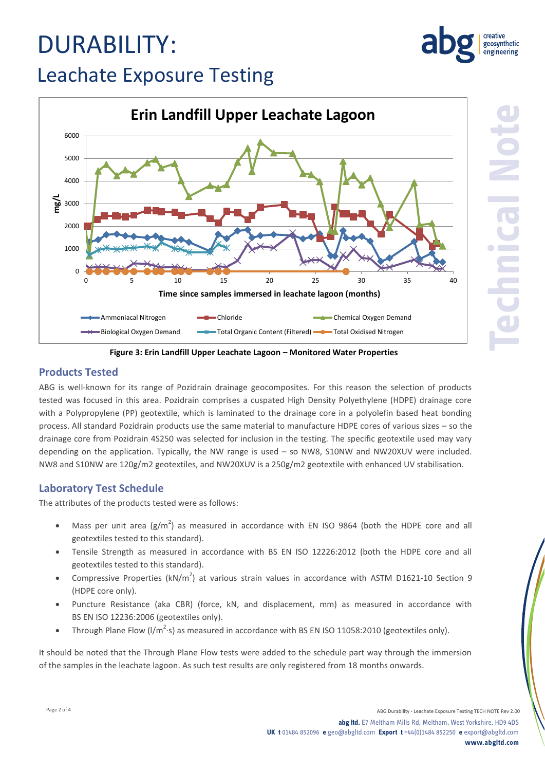# DURABILITY:

## Leachate Exposure Testing

Figure 3: Erin Landfill Upper Leachate Lagoon – Monitored Water Properties

### Products Tested

ABG is well-known for its range of Pozidrain drainage geocomposites. For this reason the selection of products tested was focused in this area. Pozidrain comprises a cuspated High Density Polyethylene (HDPE) drainage core with a Polypropylene (PP) geotextile, which is laminated to the drainage core in a polyolefin based heat bonding process. All standard Pozidrain products use the same material to manufacture HDPE cores of various sizes – so the drainage core from Pozidrain 4S250 was selected for inclusion in the testing. The specific geotextile used may vary depending on the application. Typically, the NW range is used – so NW8, S10NW and NW20XUV were included. NW8 and S10NW are 120g/m2 geotextiles, and NW20XUV is a 250g/m2 geotextile with enhanced UV stabilisation.

### Laboratory Test Schedule

The attributes of the products tested were as follows:

- Mass per unit area ($g/m^2$) as measured in accordance with EN ISO 9864 (both the HDPE core and all geotextiles tested to this standard).
- Tensile Strength as measured in accordance with BS EN ISO 12226:2012 (both the HDPE core and all geotextiles tested to this standard).
- Compressive Properties ($kN/m^2$) at various strain values in accordance with ASTM D1621-10 Section 9 (HDPE core only).
- Puncture Resistance (aka CBR) (force, kN, and displacement, mm) as measured in accordance with BS EN ISO 12236:2006 (geotextiles only).
- Through Plane Flow ($l/m^2 \cdot s$) as measured in accordance with BS EN ISO 11058:2010 (geotextiles only).

It should be noted that the Through Plane Flow tests were added to the schedule part way through the immersion of the samples in the leachate lagoon. As such test results are only registered from 18 months onwards.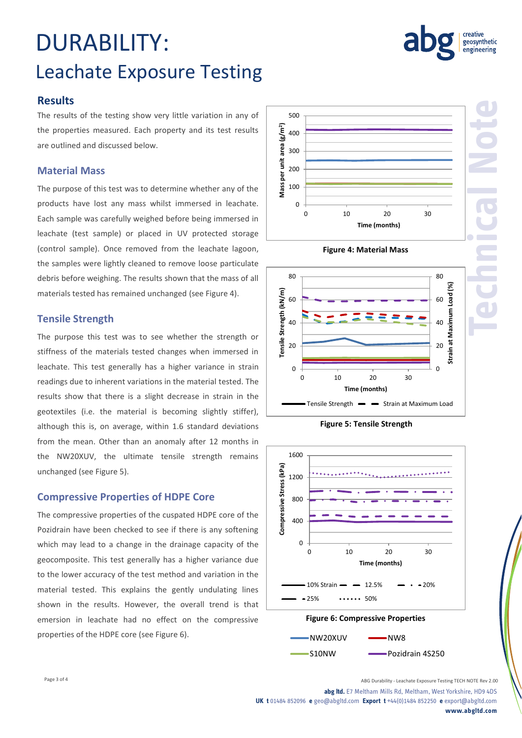# DURABILITY:

## Leachate Exposure Testing

### Results

The results of the testing show very little variation in any of the properties measured. Each property and its test results are outlined and discussed below.

### Material Mass

The purpose of this test was to determine whether any of the products have lost any mass whilst immersed in leachate. Each sample was carefully weighed before being immersed in leachate (test sample) or placed in UV protected storage (control sample). Once removed from the leachate lagoon, the samples were lightly cleaned to remove loose particulate debris before weighing. The results shown that the mass of all materials tested has remained unchanged (see Figure 4).

### Tensile Strength

The purpose this test was to see whether the strength or stiffness of the materials tested changes when immersed in leachate. This test generally has a higher variance in strain readings due to inherent variations in the material tested. The results show that there is a slight decrease in strain in the geotextiles (i.e. the material is becoming slightly stiffer), although this is, on average, within 1.6 standard deviations from the mean. Other than an anomaly after 12 months in the NW20XUV, the ultimate tensile strength remains unchanged (see Figure 5).

### Compressive Properties of HDPE Core

The compressive properties of the cuspated HDPE core of the Pozidrain have been checked to see if there is any softening which may lead to a change in the drainage capacity of the geocomposite. This test generally has a higher variance due to the lower accuracy of the test method and variation in the material tested. This explains the gently undulating lines shown in the results. However, the overall trend is that emersion in leachate had no effect on the compressive properties of the HDPE core (see Figure 6).

**Figure 4: Material Mass**

**Figure 5: Tensile Strength**

**Figure 6: Compressive Properties**

NW20XUV, NW8, S10NW, Pozidrain 4S250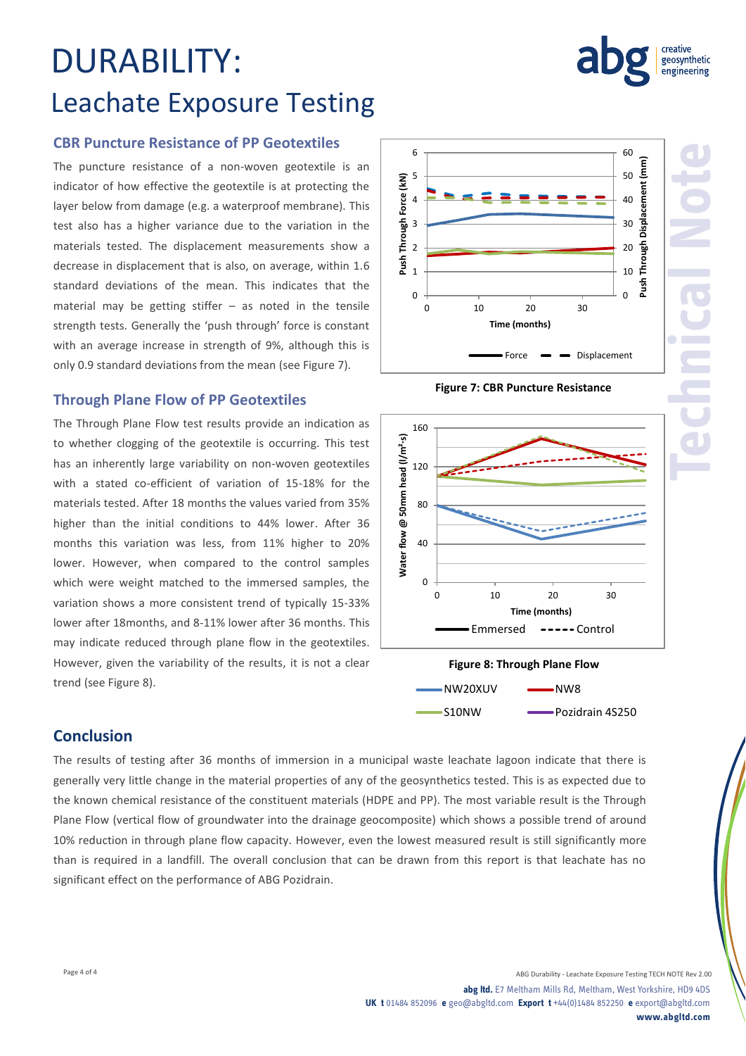# DURABILITY:

## Leachate Exposure Testing

### CBR Puncture Resistance of PP Geotextiles

The puncture resistance of a non-woven geotextile is an indicator of how effective the geotextile is at protecting the layer below from damage (e.g. a waterproof membrane). This test also has a higher variance due to the variation in the materials tested. The displacement measurements show a decrease in displacement that is also, on average, within 1.6 standard deviations of the mean. This indicates that the material may be getting stiffer – as noted in the tensile strength tests. Generally the 'push through' force is constant with an average increase in strength of 9%, although this is only 0.9 standard deviations from the mean (see Figure 7).

Push Through Force (kN)
0
1
2
3
4
5
6
Push Through Displacement (mm)
0
10
20
30
40
50
60
Time (months)
0
10
20
30
Force
Displacement

**Figure 7: CBR Puncture Resistance**

### Through Plane Flow of PP Geotextiles

The Through Plane Flow test results provide an indication as to whether clogging of the geotextile is occurring. This test has an inherently large variability on non-woven geotextiles with a stated co-efficient of variation of 15-18% for the materials tested. After 18 months the values varied from 35% higher than the initial conditions to 44% lower. After 36 months this variation was less, from 11% higher to 20% lower. However, when compared to the control samples which were weight matched to the immersed samples, the variation shows a more consistent trend of typically 15-33% lower after 18months, and 8-11% lower after 36 months. This may indicate reduced through plane flow in the geotextiles. However, given the variability of the results, it is not a clear trend (see Figure 8).

Water flow @ 50mm head (l/m²s)
0
40
80
120
160
Time (months)
0
10
20
30
Emmersed
Control

**Figure 8: Through Plane Flow**

NW20XUV
NW8
S10NW
Pozidrain 4S250

### Conclusion

The results of testing after 36 months of immersion in a municipal waste leachate lagoon indicate that there is generally very little change in the material properties of any of the geosynthetics tested. This is as expected due to the known chemical resistance of the constituent materials (HDPE and PP). The most variable result is the Through Plane Flow (vertical flow of groundwater into the drainage geocomposite) which shows a possible trend of around 10% reduction in through plane flow capacity. However, even the lowest measured result is still significantly more than is required in a landfill. The overall conclusion that can be drawn from this report is that leachate has no significant effect on the performance of ABG Pozidrain.